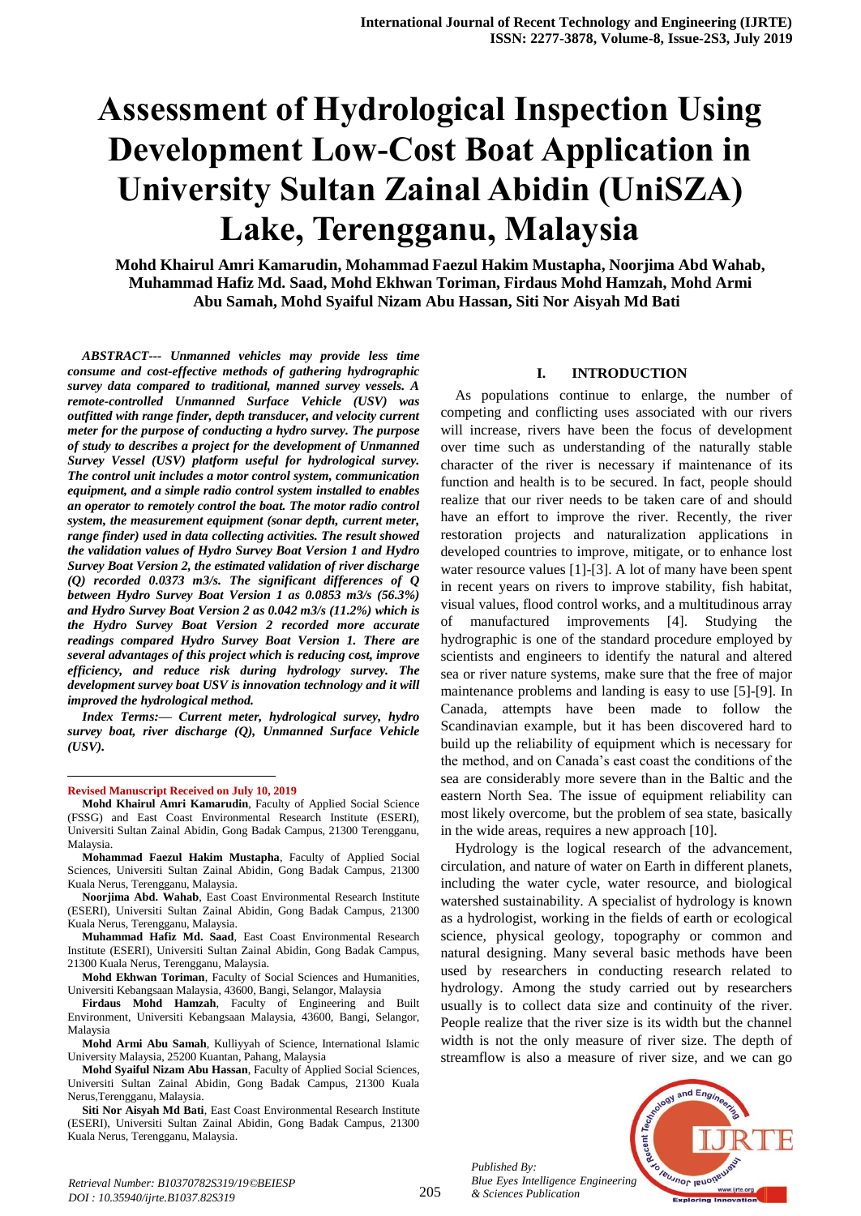# Assessment of Hydrological Inspection Using Development Low-Cost Boat Application in University Sultan Zainal Abidin (UniSZA) Lake, Terengganu, Malaysia

**Mohd Khairul Amri Kamarudin, Mohammad Faezul Hakim Mustapha, Noorjima Abd Wahab, Muhammad Hafiz Md. Saad, Mohd Ekhwan Toriman, Firdaus Mohd Hamzah, Mohd Armi Abu Samah, Mohd Syaiful Nizam Abu Hassan, Siti Nor Aisyah Md Bati**

***ABSTRACT--- Unmanned vehicles may provide less time consume and cost-effective methods of gathering hydrographic survey data compared to traditional, manned survey vessels. A remote-controlled Unmanned Surface Vehicle (USV) was outfitted with range finder, depth transducer, and velocity current meter for the purpose of conducting a hydro survey. The purpose of study to describes a project for the development of Unmanned Survey Vessel (USV) platform useful for hydrological survey. The control unit includes a motor control system, communication equipment, and a simple radio control system installed to enables an operator to remotely control the boat. The motor radio control system, the measurement equipment (sonar depth, current meter, range finder) used in data collecting activities. The result showed the validation values of Hydro Survey Boat Version 1 and Hydro Survey Boat Version 2, the estimated validation of river discharge (Q) recorded 0.0373 m3/s. The significant differences of Q between Hydro Survey Boat Version 1 as 0.0853 m3/s (56.3%) and Hydro Survey Boat Version 2 as 0.042 m3/s (11.2%) which is the Hydro Survey Boat Version 2 recorded more accurate readings compared Hydro Survey Boat Version 1. There are several advantages of this project which is reducing cost, improve efficiency, and reduce risk during hydrology survey. The development survey boat USV is innovation technology and it will improved the hydrological method.***

***Index Terms:— Current meter, hydrological survey, hydro survey boat, river discharge (Q), Unmanned Surface Vehicle (USV).***

---

**Revised Manuscript Received on July 10, 2019**

**Mohd Khairul Amri Kamarudin**, Faculty of Applied Social Science (FSSG) and East Coast Environmental Research Institute (ESERI), Universiti Sultan Zainal Abidin, Gong Badak Campus, 21300 Terengganu, Malaysia.

**Mohammad Faezul Hakim Mustapha**, Faculty of Applied Social Sciences, Universiti Sultan Zainal Abidin, Gong Badak Campus, 21300 Kuala Nerus, Terengganu, Malaysia.

**Noorjima Abd. Wahab**, East Coast Environmental Research Institute (ESERI), Universiti Sultan Zainal Abidin, Gong Badak Campus, 21300 Kuala Nerus, Terengganu, Malaysia.

**Muhammad Hafiz Md. Saad**, East Coast Environmental Research Institute (ESERI), Universiti Sultan Zainal Abidin, Gong Badak Campus, 21300 Kuala Nerus, Terengganu, Malaysia.

**Mohd Ekhwan Toriman**, Faculty of Social Sciences and Humanities, Universiti Kebangsaan Malaysia, 43600, Bangi, Selangor, Malaysia

**Firdaus Mohd Hamzah**, Faculty of Engineering and Built Environment, Universiti Kebangsaan Malaysia, 43600, Bangi, Selangor, Malaysia

**Mohd Armi Abu Samah**, Kulliyyah of Science, International Islamic University Malaysia, 25200 Kuantan, Pahang, Malaysia

**Mohd Syaiful Nizam Abu Hassan**, Faculty of Applied Social Sciences, Universiti Sultan Zainal Abidin, Gong Badak Campus, 21300 Kuala Nerus,Terengganu, Malaysia.

**Siti Nor Aisyah Md Bati**, East Coast Environmental Research Institute (ESERI), Universiti Sultan Zainal Abidin, Gong Badak Campus, 21300 Kuala Nerus, Terengganu, Malaysia.

## I. INTRODUCTION

As populations continue to enlarge, the number of competing and conflicting uses associated with our rivers will increase, rivers have been the focus of development over time such as understanding of the naturally stable character of the river is necessary if maintenance of its function and health is to be secured. In fact, people should realize that our river needs to be taken care of and should have an effort to improve the river. Recently, the river restoration projects and naturalization applications in developed countries to improve, mitigate, or to enhance lost water resource values [1]-[3]. A lot of many have been spent in recent years on rivers to improve stability, fish habitat, visual values, flood control works, and a multitudinous array of manufactured improvements [4]. Studying the hydrographic is one of the standard procedure employed by scientists and engineers to identify the natural and altered sea or river nature systems, make sure that the free of major maintenance problems and landing is easy to use [5]-[9]. In Canada, attempts have been made to follow the Scandinavian example, but it has been discovered hard to build up the reliability of equipment which is necessary for the method, and on Canada's east coast the conditions of the sea are considerably more severe than in the Baltic and the eastern North Sea. The issue of equipment reliability can most likely overcome, but the problem of sea state, basically in the wide areas, requires a new approach [10].

Hydrology is the logical research of the advancement, circulation, and nature of water on Earth in different planets, including the water cycle, water resource, and biological watershed sustainability. A specialist of hydrology is known as a hydrologist, working in the fields of earth or ecological science, physical geology, topography or common and natural designing. Many several basic methods have been used by researchers in conducting research related to hydrology. Among the study carried out by researchers usually is to collect data size and continuity of the river. People realize that the river size is its width but the channel width is not the only measure of river size. The depth of streamflow is also a measure of river size, and we can go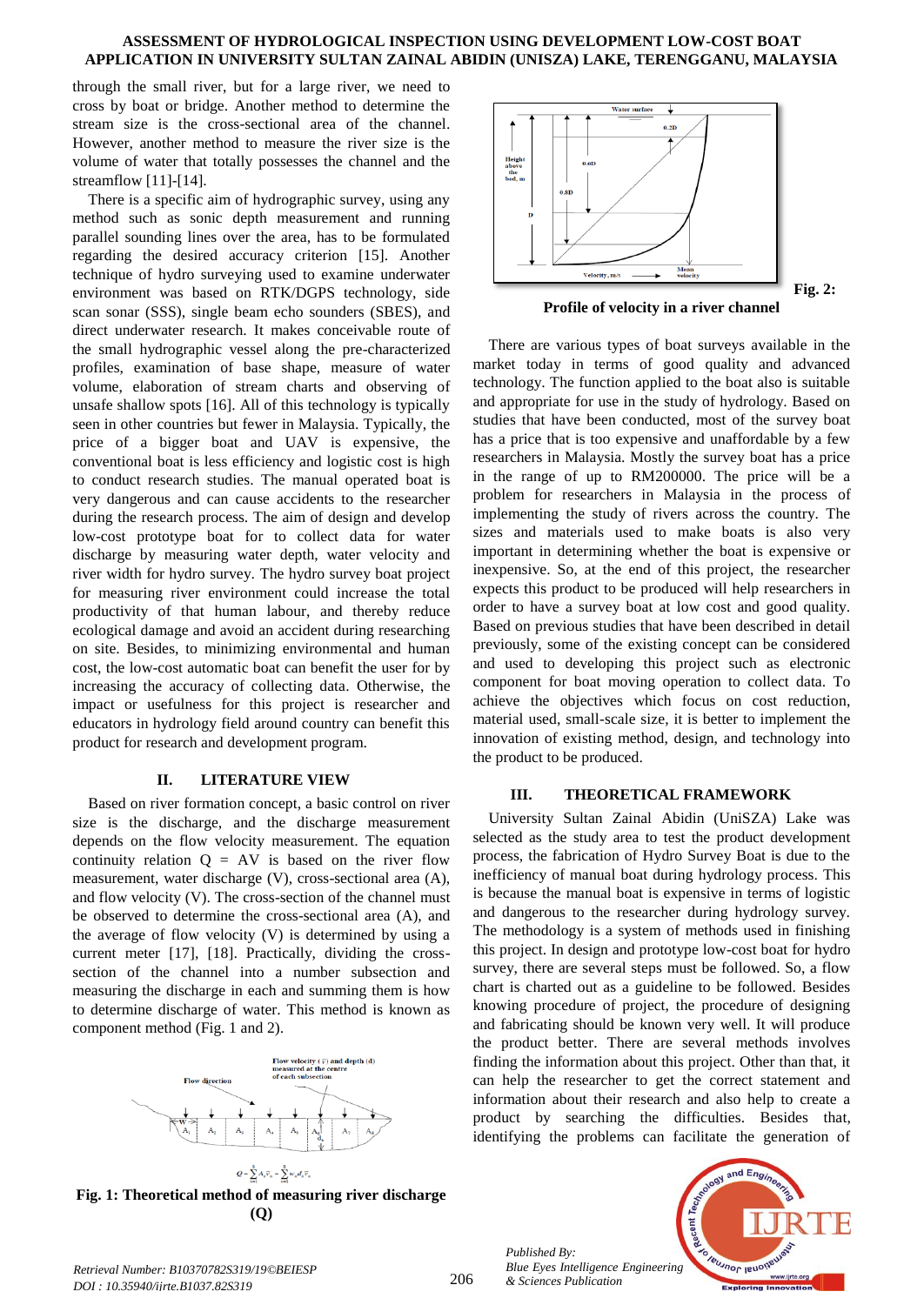through the small river, but for a large river, we need to cross by boat or bridge. Another method to determine the stream size is the cross-sectional area of the channel. However, another method to measure the river size is the volume of water that totally possesses the channel and the streamflow [11]-[14].

There is a specific aim of hydrographic survey, using any method such as sonic depth measurement and running parallel sounding lines over the area, has to be formulated regarding the desired accuracy criterion [15]. Another technique of hydro surveying used to examine underwater environment was based on RTK/DGPS technology, side scan sonar (SSS), single beam echo sounders (SBES), and direct underwater research. It makes conceivable route of the small hydrographic vessel along the pre-characterized profiles, examination of base shape, measure of water volume, elaboration of stream charts and observing of unsafe shallow spots [16]. All of this technology is typically seen in other countries but fewer in Malaysia. Typically, the price of a bigger boat and UAV is expensive, the conventional boat is less efficiency and logistic cost is high to conduct research studies. The manual operated boat is very dangerous and can cause accidents to the researcher during the research process. The aim of design and develop low-cost prototype boat for to collect data for water discharge by measuring water depth, water velocity and river width for hydro survey. The hydro survey boat project for measuring river environment could increase the total productivity of that human labour, and thereby reduce ecological damage and avoid an accident during researching on site. Besides, to minimizing environmental and human cost, the low-cost automatic boat can benefit the user for by increasing the accuracy of collecting data. Otherwise, the impact or usefulness for this project is researcher and educators in hydrology field around country can benefit this product for research and development program.

## II. LITERATURE VIEW

Based on river formation concept, a basic control on river size is the discharge, and the discharge measurement depends on the flow velocity measurement. The equation continuity relation Q = AV is based on the river flow measurement, water discharge (V), cross-sectional area (A), and flow velocity (V). The cross-section of the channel must be observed to determine the cross-sectional area (A), and the average of flow velocity (V) is determined by using a current meter [17], [18]. Practically, dividing the cross-section of the channel into a number subsection and measuring the discharge in each and summing them is how to determine discharge of water. This method is known as component method (Fig. 1 and 2).

$$Q = \sum_{n=1}^{8} A_n \bar{v}_n = \sum_{n=1}^{8} w_n d_n \bar{v}_n$$

**Fig. 1: Theoretical method of measuring river discharge (Q)**

**Fig. 2: Profile of velocity in a river channel**

There are various types of boat surveys available in the market today in terms of good quality and advanced technology. The function applied to the boat also is suitable and appropriate for use in the study of hydrology. Based on studies that have been conducted, most of the survey boat has a price that is too expensive and unaffordable by a few researchers in Malaysia. Mostly the survey boat has a price in the range of up to RM200000. The price will be a problem for researchers in Malaysia in the process of implementing the study of rivers across the country. The sizes and materials used to make boats is also very important in determining whether the boat is expensive or inexpensive. So, at the end of this project, the researcher expects this product to be produced will help researchers in order to have a survey boat at low cost and good quality. Based on previous studies that have been described in detail previously, some of the existing concept can be considered and used to developing this project such as electronic component for boat moving operation to collect data. To achieve the objectives which focus on cost reduction, material used, small-scale size, it is better to implement the innovation of existing method, design, and technology into the product to be produced.

## III. THEORETICAL FRAMEWORK

University Sultan Zainal Abidin (UniSZA) Lake was selected as the study area to test the product development process, the fabrication of Hydro Survey Boat is due to the inefficiency of manual boat during hydrology process. This is because the manual boat is expensive in terms of logistic and dangerous to the researcher during hydrology survey. The methodology is a system of methods used in finishing this project. In design and prototype low-cost boat for hydro survey, there are several steps must be followed. So, a flow chart is charted out as a guideline to be followed. Besides knowing procedure of project, the procedure of designing and fabricating should be known very well. It will produce the product better. There are several methods involves finding the information about this project. Other than that, it can help the researcher to get the correct statement and information about their research and also help to create a product by searching the difficulties. Besides that, identifying the problems can facilitate the generation of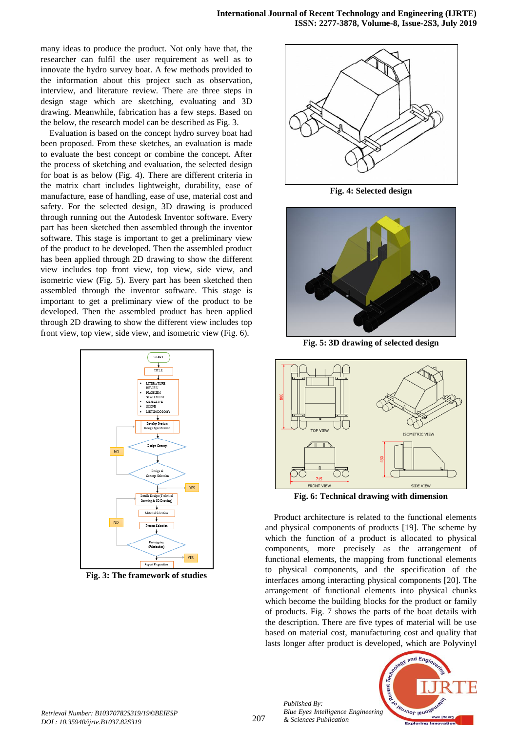many ideas to produce the product. Not only have that, the researcher can fulfil the user requirement as well as to innovate the hydro survey boat. A few methods provided to the information about this project such as observation, interview, and literature review. There are three steps in design stage which are sketching, evaluating and 3D drawing. Meanwhile, fabrication has a few steps. Based on the below, the research model can be described as Fig. 3.

Evaluation is based on the concept hydro survey boat had been proposed. From these sketches, an evaluation is made to evaluate the best concept or combine the concept. After the process of sketching and evaluation, the selected design for boat is as below (Fig. 4). There are different criteria in the matrix chart includes lightweight, durability, ease of manufacture, ease of handling, ease of use, material cost and safety. For the selected design, 3D drawing is produced through running out the Autodesk Inventor software. Every part has been sketched then assembled through the inventor software. This stage is important to get a preliminary view of the product to be developed. Then the assembled product has been applied through 2D drawing to show the different view includes top front view, top view, side view, and isometric view (Fig. 5). Every part has been sketched then assembled through the inventor software. This stage is important to get a preliminary view of the product to be developed. Then the assembled product has been applied through 2D drawing to show the different view includes top front view, top view, side view, and isometric view (Fig. 6).

**Fig. 3: The framework of studies**

**Fig. 4: Selected design**

**Fig. 5: 3D drawing of selected design**

**Fig. 6: Technical drawing with dimension**

Product architecture is related to the functional elements and physical components of products [19]. The scheme by which the function of a product is allocated to physical components, more precisely as the arrangement of functional elements, the mapping from functional elements to physical components, and the specification of the interfaces among interacting physical components [20]. The arrangement of functional elements into physical chunks which become the building blocks for the product or family of products. Fig. 7 shows the parts of the boat details with the description. There are five types of material will be use based on material cost, manufacturing cost and quality that lasts longer after product is developed, which are Polyvinyl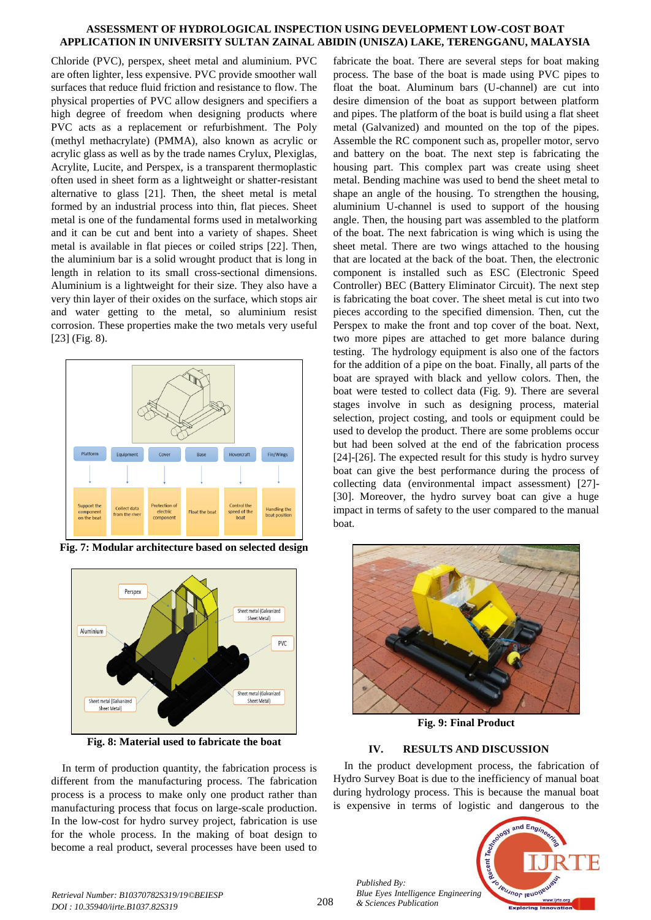Chloride (PVC), perspex, sheet metal and aluminium. PVC are often lighter, less expensive. PVC provide smoother wall surfaces that reduce fluid friction and resistance to flow. The physical properties of PVC allow designers and specifiers a high degree of freedom when designing products where PVC acts as a replacement or refurbishment. The Poly (methyl methacrylate) (PMMA), also known as acrylic or acrylic glass as well as by the trade names Crylux, Plexiglas, Acrylite, Lucite, and Perspex, is a transparent thermoplastic often used in sheet form as a lightweight or shatter-resistant alternative to glass [21]. Then, the sheet metal is metal formed by an industrial process into thin, flat pieces. Sheet metal is one of the fundamental forms used in metalworking and it can be cut and bent into a variety of shapes. Sheet metal is available in flat pieces or coiled strips [22]. Then, the aluminium bar is a solid wrought product that is long in length in relation to its small cross-sectional dimensions. Aluminium is a lightweight for their size. They also have a very thin layer of their oxides on the surface, which stops air and water getting to the metal, so aluminium resist corrosion. These properties make the two metals very useful [23] (Fig. 8).

**Fig. 7: Modular architecture based on selected design**

**Fig. 8: Material used to fabricate the boat**

In term of production quantity, the fabrication process is different from the manufacturing process. The fabrication process is a process to make only one product rather than manufacturing process that focus on large-scale production. In the low-cost for hydro survey project, fabrication is use for the whole process. In the making of boat design to become a real product, several processes have been used to fabricate the boat. There are several steps for boat making process. The base of the boat is made using PVC pipes to float the boat. Aluminum bars (U-channel) are cut into desire dimension of the boat as support between platform and pipes. The platform of the boat is build using a flat sheet metal (Galvanized) and mounted on the top of the pipes. Assemble the RC component such as, propeller motor, servo and battery on the boat. The next step is fabricating the housing part. This complex part was create using sheet metal. Bending machine was used to bend the sheet metal to shape an angle of the housing. To strengthen the housing, aluminium U-channel is used to support of the housing angle. Then, the housing part was assembled to the platform of the boat. The next fabrication is wing which is using the sheet metal. There are two wings attached to the housing that are located at the back of the boat. Then, the electronic component is installed such as ESC (Electronic Speed Controller) BEC (Battery Eliminator Circuit). The next step is fabricating the boat cover. The sheet metal is cut into two pieces according to the specified dimension. Then, cut the Perspex to make the front and top cover of the boat. Next, two more pipes are attached to get more balance during testing. The hydrology equipment is also one of the factors for the addition of a pipe on the boat. Finally, all parts of the boat are sprayed with black and yellow colors. Then, the boat were tested to collect data (Fig. 9). There are several stages involve in such as designing process, material selection, project costing, and tools or equipment could be used to develop the product. There are some problems occur but had been solved at the end of the fabrication process [24]-[26]. The expected result for this study is hydro survey boat can give the best performance during the process of collecting data (environmental impact assessment) [27]-[30]. Moreover, the hydro survey boat can give a huge impact in terms of safety to the user compared to the manual boat.

**Fig. 9: Final Product**

## IV. RESULTS AND DISCUSSION

In the product development process, the fabrication of Hydro Survey Boat is due to the inefficiency of manual boat during hydrology process. This is because the manual boat is expensive in terms of logistic and dangerous to the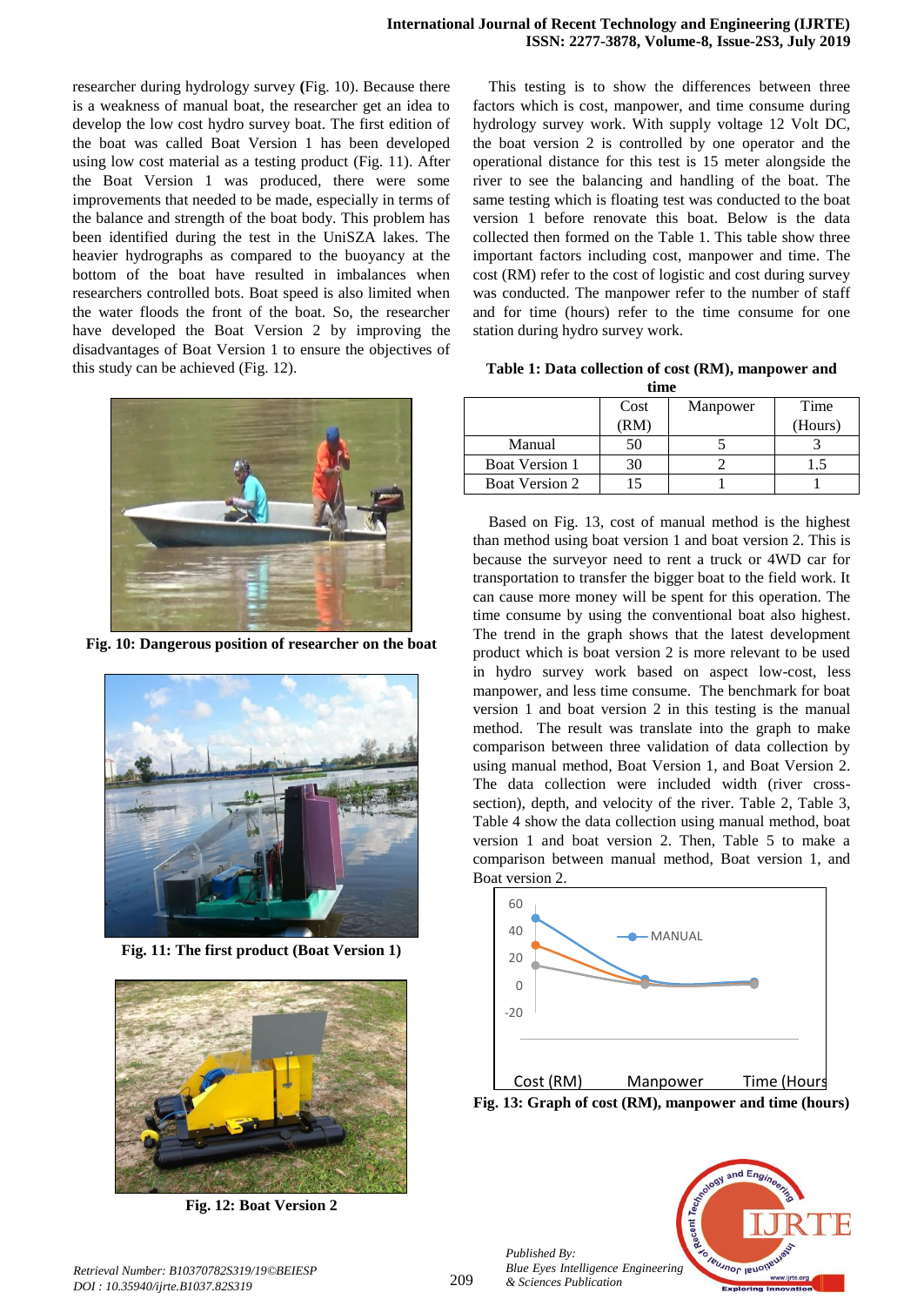researcher during hydrology survey **(**Fig. 10). Because there is a weakness of manual boat, the researcher get an idea to develop the low cost hydro survey boat. The first edition of the boat was called Boat Version 1 has been developed using low cost material as a testing product (Fig. 11). After the Boat Version 1 was produced, there were some improvements that needed to be made, especially in terms of the balance and strength of the boat body. This problem has been identified during the test in the UniSZA lakes. The heavier hydrographs as compared to the buoyancy at the bottom of the boat have resulted in imbalances when researchers controlled bots. Boat speed is also limited when the water floods the front of the boat. So, the researcher have developed the Boat Version 2 by improving the disadvantages of Boat Version 1 to ensure the objectives of this study can be achieved (Fig. 12).

**Fig. 10: Dangerous position of researcher on the boat**

**Fig. 11: The first product (Boat Version 1)**

**Fig. 12: Boat Version 2**

This testing is to show the differences between three factors which is cost, manpower, and time consume during hydrology survey work. With supply voltage 12 Volt DC, the boat version 2 is controlled by one operator and the operational distance for this test is 15 meter alongside the river to see the balancing and handling of the boat. The same testing which is floating test was conducted to the boat version 1 before renovate this boat. Below is the data collected then formed on the Table 1. This table show three important factors including cost, manpower and time. The cost (RM) refer to the cost of logistic and cost during survey was conducted. The manpower refer to the number of staff and for time (hours) refer to the time consume for one station during hydro survey work.

**Table 1: Data collection of cost (RM), manpower and time**

| | Cost (RM) | Manpower | Time (Hours) |
|---|---|---|---|
| Manual | 50 | 5 | 3 |
| Boat Version 1 | 30 | 2 | 1.5 |
| Boat Version 2 | 15 | 1 | 1 |

Based on Fig. 13, cost of manual method is the highest than method using boat version 1 and boat version 2. This is because the surveyor need to rent a truck or 4WD car for transportation to transfer the bigger boat to the field work. It can cause more money will be spent for this operation. The time consume by using the conventional boat also highest. The trend in the graph shows that the latest development product which is boat version 2 is more relevant to be used in hydro survey work based on aspect low-cost, less manpower, and less time consume. The benchmark for boat version 1 and boat version 2 in this testing is the manual method. The result was translate into the graph to make comparison between three validation of data collection by using manual method, Boat Version 1, and Boat Version 2. The data collection were included width (river cross-section), depth, and velocity of the river. Table 2, Table 3, Table 4 show the data collection using manual method, boat version 1 and boat version 2. Then, Table 5 to make a comparison between manual method, Boat version 1, and Boat version 2.

**Fig. 13: Graph of cost (RM), manpower and time (hours)**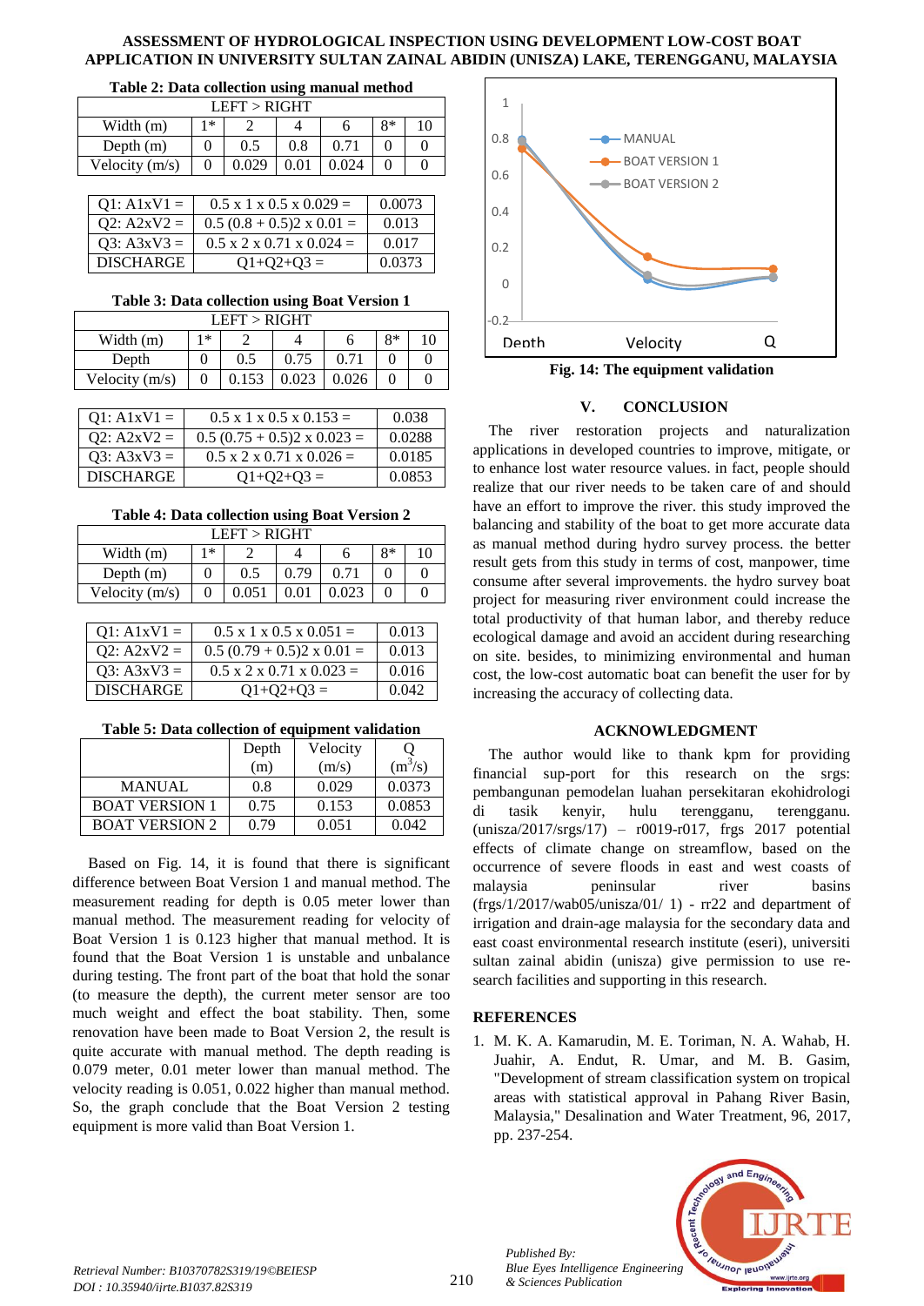**Table 2: Data collection using manual method**

| LEFT > RIGHT | | | | | | |
|---|---|---|---|---|---|---|
| Width (m) | 1* | 2 | 4 | 6 | 8* | 10 |
| Depth (m) | 0 | 0.5 | 0.8 | 0.71 | 0 | 0 |
| Velocity (m/s) | 0 | 0.029 | 0.01 | 0.024 | 0 | 0 |

| | | |
|---|---|---|
| Q1: A1xV1 = | 0.5 x 1 x 0.5 x 0.029 = | 0.0073 |
| Q2: A2xV2 = | 0.5 (0.8 + 0.5)2 x 0.01 = | 0.013 |
| Q3: A3xV3 = | 0.5 x 2 x 0.71 x 0.024 = | 0.017 |
| DISCHARGE | Q1+Q2+Q3 = | 0.0373 |

**Table 3: Data collection using Boat Version 1**

| LEFT > RIGHT | | | | | | |
|---|---|---|---|---|---|---|
| Width (m) | 1* | 2 | 4 | 6 | 8* | 10 |
| Depth | 0 | 0.5 | 0.75 | 0.71 | 0 | 0 |
| Velocity (m/s) | 0 | 0.153 | 0.023 | 0.026 | 0 | 0 |

| | | |
|---|---|---|
| Q1: A1xV1 = | 0.5 x 1 x 0.5 x 0.153 = | 0.038 |
| Q2: A2xV2 = | 0.5 (0.75 + 0.5)2 x 0.023 = | 0.0288 |
| Q3: A3xV3 = | 0.5 x 2 x 0.71 x 0.026 = | 0.0185 |
| DISCHARGE | Q1+Q2+Q3 = | 0.0853 |

**Table 4: Data collection using Boat Version 2**

| LEFT > RIGHT | | | | | | |
|---|---|---|---|---|---|---|
| Width (m) | 1* | 2 | 4 | 6 | 8* | 10 |
| Depth (m) | 0 | 0.5 | 0.79 | 0.71 | 0 | 0 |
| Velocity (m/s) | 0 | 0.051 | 0.01 | 0.023 | 0 | 0 |

| | | |
|---|---|---|
| Q1: A1xV1 = | 0.5 x 1 x 0.5 x 0.051 = | 0.013 |
| Q2: A2xV2 = | 0.5 (0.79 + 0.5)2 x 0.01 = | 0.013 |
| Q3: A3xV3 = | 0.5 x 2 x 0.71 x 0.023 = | 0.016 |
| DISCHARGE | Q1+Q2+Q3 = | 0.042 |

**Table 5: Data collection of equipment validation**

| | Depth (m) | Velocity (m/s) | Q ($m^3/s$) |
|---|---|---|---|
| MANUAL | 0.8 | 0.029 | 0.0373 |
| BOAT VERSION 1 | 0.75 | 0.153 | 0.0853 |
| BOAT VERSION 2 | 0.79 | 0.051 | 0.042 |

Based on Fig. 14, it is found that there is significant difference between Boat Version 1 and manual method. The measurement reading for depth is 0.05 meter lower than manual method. The measurement reading for velocity of Boat Version 1 is 0.123 higher that manual method. It is found that the Boat Version 1 is unstable and unbalance during testing. The front part of the boat that hold the sonar (to measure the depth), the current meter sensor are too much weight and effect the boat stability. Then, some renovation have been made to Boat Version 2, the result is quite accurate with manual method. The depth reading is 0.079 meter, 0.01 meter lower than manual method. The velocity reading is 0.051, 0.022 higher than manual method. So, the graph conclude that the Boat Version 2 testing equipment is more valid than Boat Version 1.

**Fig. 14: The equipment validation**

## V. CONCLUSION

The river restoration projects and naturalization applications in developed countries to improve, mitigate, or to enhance lost water resource values. in fact, people should realize that our river needs to be taken care of and should have an effort to improve the river. this study improved the balancing and stability of the boat to get more accurate data as manual method during hydro survey process. the better result gets from this study in terms of cost, manpower, time consume after several improvements. the hydro survey boat project for measuring river environment could increase the total productivity of that human labor, and thereby reduce ecological damage and avoid an accident during researching on site. besides, to minimizing environmental and human cost, the low-cost automatic boat can benefit the user for by increasing the accuracy of collecting data.

## ACKNOWLEDGMENT

The author would like to thank kpm for providing financial sup-port for this research on the srgs: pembangunan pemodelan luahan persekitaran ekohidrologi di tasik kenyir, hulu terengganu, terengganu. (unisza/2017/srgs/17) – r0019-r017, frgs 2017 potential effects of climate change on streamflow, based on the occurrence of severe floods in east and west coasts of malaysia peninsular river basins (frgs/1/2017/wab05/unisza/01/ 1) - rr22 and department of irrigation and drain-age malaysia for the secondary data and east coast environmental research institute (eseri), universiti sultan zainal abidin (unisza) give permission to use re-search facilities and supporting in this research.

## REFERENCES

1. M. K. A. Kamarudin, M. E. Toriman, N. A. Wahab, H. Juahir, A. Endut, R. Umar, and M. B. Gasim, "Development of stream classification system on tropical areas with statistical approval in Pahang River Basin, Malaysia," Desalination and Water Treatment, 96, 2017, pp. 237-254.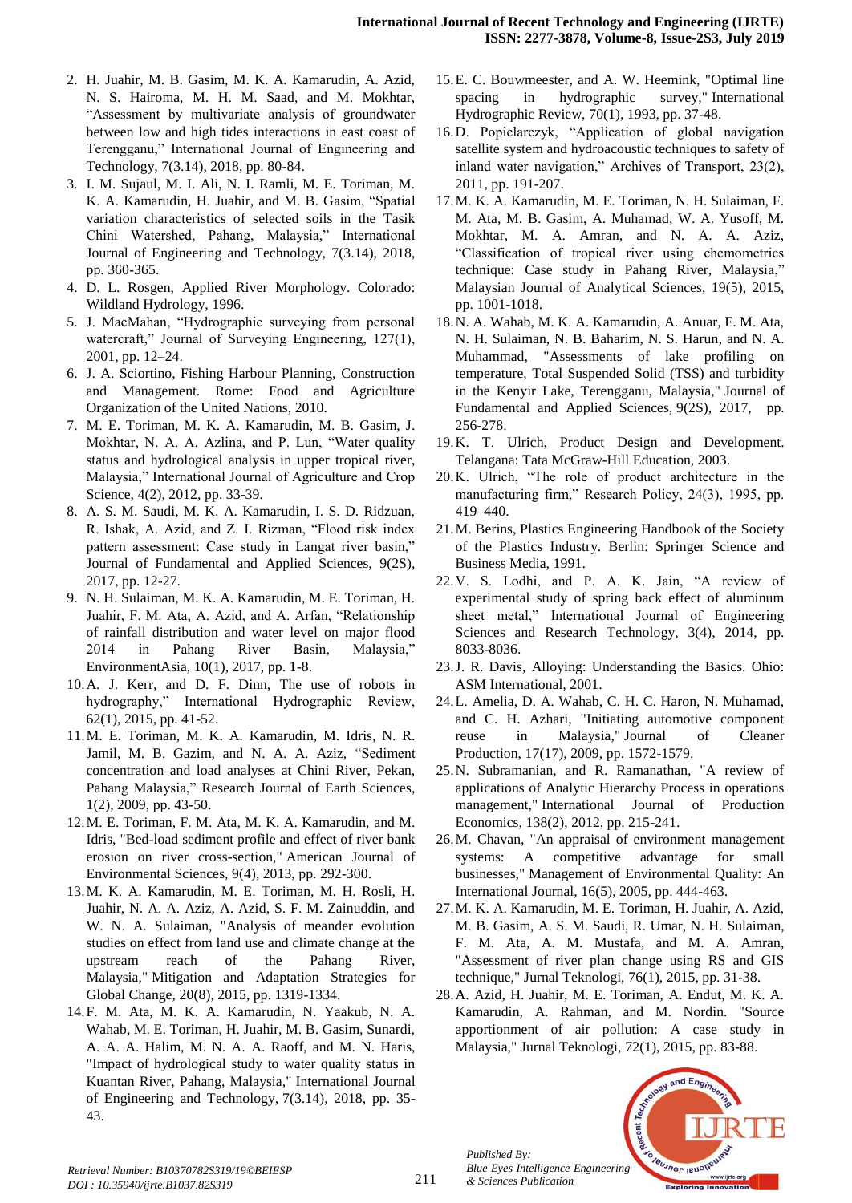2. H. Juahir, M. B. Gasim, M. K. A. Kamarudin, A. Azid, N. S. Hairoma, M. H. M. Saad, and M. Mokhtar, "Assessment by multivariate analysis of groundwater between low and high tides interactions in east coast of Terengganu," International Journal of Engineering and Technology, 7(3.14), 2018, pp. 80-84.
3. I. M. Sujaul, M. I. Ali, N. I. Ramli, M. E. Toriman, M. K. A. Kamarudin, H. Juahir, and M. B. Gasim, "Spatial variation characteristics of selected soils in the Tasik Chini Watershed, Pahang, Malaysia," International Journal of Engineering and Technology, 7(3.14), 2018, pp. 360-365.
4. D. L. Rosgen, Applied River Morphology. Colorado: Wildland Hydrology, 1996.
5. J. MacMahan, "Hydrographic surveying from personal watercraft," Journal of Surveying Engineering, 127(1), 2001, pp. 12–24.
6. J. A. Sciortino, Fishing Harbour Planning, Construction and Management. Rome: Food and Agriculture Organization of the United Nations, 2010.
7. M. E. Toriman, M. K. A. Kamarudin, M. B. Gasim, J. Mokhtar, N. A. A. Azlina, and P. Lun, "Water quality status and hydrological analysis in upper tropical river, Malaysia," International Journal of Agriculture and Crop Science, 4(2), 2012, pp. 33-39.
8. A. S. M. Saudi, M. K. A. Kamarudin, I. S. D. Ridzuan, R. Ishak, A. Azid, and Z. I. Rizman, "Flood risk index pattern assessment: Case study in Langat river basin," Journal of Fundamental and Applied Sciences, 9(2S), 2017, pp. 12-27.
9. N. H. Sulaiman, M. K. A. Kamarudin, M. E. Toriman, H. Juahir, F. M. Ata, A. Azid, and A. Arfan, "Relationship of rainfall distribution and water level on major flood 2014 in Pahang River Basin, Malaysia," EnvironmentAsia, 10(1), 2017, pp. 1-8.
10. A. J. Kerr, and D. F. Dinn, The use of robots in hydrography," International Hydrographic Review, 62(1), 2015, pp. 41-52.
11. M. E. Toriman, M. K. A. Kamarudin, M. Idris, N. R. Jamil, M. B. Gazim, and N. A. A. Aziz, "Sediment concentration and load analyses at Chini River, Pekan, Pahang Malaysia," Research Journal of Earth Sciences, 1(2), 2009, pp. 43-50.
12. M. E. Toriman, F. M. Ata, M. K. A. Kamarudin, and M. Idris, "Bed-load sediment profile and effect of river bank erosion on river cross-section," American Journal of Environmental Sciences, 9(4), 2013, pp. 292-300.
13. M. K. A. Kamarudin, M. E. Toriman, M. H. Rosli, H. Juahir, N. A. A. Aziz, A. Azid, S. F. M. Zainuddin, and W. N. A. Sulaiman, "Analysis of meander evolution studies on effect from land use and climate change at the upstream reach of the Pahang River, Malaysia," Mitigation and Adaptation Strategies for Global Change, 20(8), 2015, pp. 1319-1334.
14. F. M. Ata, M. K. A. Kamarudin, N. Yaakub, N. A. Wahab, M. E. Toriman, H. Juahir, M. B. Gasim, Sunardi, A. A. A. Halim, M. N. A. A. Raoff, and M. N. Haris, "Impact of hydrological study to water quality status in Kuantan River, Pahang, Malaysia," International Journal of Engineering and Technology, 7(3.14), 2018, pp. 35-43.
15. E. C. Bouwmeester, and A. W. Heemink, "Optimal line spacing in hydrographic survey," International Hydrographic Review, 70(1), 1993, pp. 37-48.
16. D. Popielarczyk, "Application of global navigation satellite system and hydroacoustic techniques to safety of inland water navigation," Archives of Transport, 23(2), 2011, pp. 191-207.
17. M. K. A. Kamarudin, M. E. Toriman, N. H. Sulaiman, F. M. Ata, M. B. Gasim, A. Muhamad, W. A. Yusoff, M. Mokhtar, M. A. Amran, and N. A. A. Aziz, "Classification of tropical river using chemometrics technique: Case study in Pahang River, Malaysia," Malaysian Journal of Analytical Sciences, 19(5), 2015, pp. 1001-1018.
18. N. A. Wahab, M. K. A. Kamarudin, A. Anuar, F. M. Ata, N. H. Sulaiman, N. B. Baharim, N. S. Harun, and N. A. Muhammad, "Assessments of lake profiling on temperature, Total Suspended Solid (TSS) and turbidity in the Kenyir Lake, Terengganu, Malaysia," Journal of Fundamental and Applied Sciences, 9(2S), 2017, pp. 256-278.
19. K. T. Ulrich, Product Design and Development. Telangana: Tata McGraw-Hill Education, 2003.
20. K. Ulrich, "The role of product architecture in the manufacturing firm," Research Policy, 24(3), 1995, pp. 419–440.
21. M. Berins, Plastics Engineering Handbook of the Society of the Plastics Industry. Berlin: Springer Science and Business Media, 1991.
22. V. S. Lodhi, and P. A. K. Jain, "A review of experimental study of spring back effect of aluminum sheet metal," International Journal of Engineering Sciences and Research Technology, 3(4), 2014, pp. 8033-8036.
23. J. R. Davis, Alloying: Understanding the Basics. Ohio: ASM International, 2001.
24. L. Amelia, D. A. Wahab, C. H. C. Haron, N. Muhamad, and C. H. Azhari, "Initiating automotive component reuse in Malaysia," Journal of Cleaner Production, 17(17), 2009, pp. 1572-1579.
25. N. Subramanian, and R. Ramanathan, "A review of applications of Analytic Hierarchy Process in operations management," International Journal of Production Economics, 138(2), 2012, pp. 215-241.
26. M. Chavan, "An appraisal of environment management systems: A competitive advantage for small businesses," Management of Environmental Quality: An International Journal, 16(5), 2005, pp. 444-463.
27. M. K. A. Kamarudin, M. E. Toriman, H. Juahir, A. Azid, M. B. Gasim, A. S. M. Saudi, R. Umar, N. H. Sulaiman, F. M. Ata, A. M. Mustafa, and M. A. Amran, "Assessment of river plan change using RS and GIS technique," Jurnal Teknologi, 76(1), 2015, pp. 31-38.
28. A. Azid, H. Juahir, M. E. Toriman, A. Endut, M. K. A. Kamarudin, A. Rahman, and M. Nordin. "Source apportionment of air pollution: A case study in Malaysia," Jurnal Teknologi, 72(1), 2015, pp. 83-88.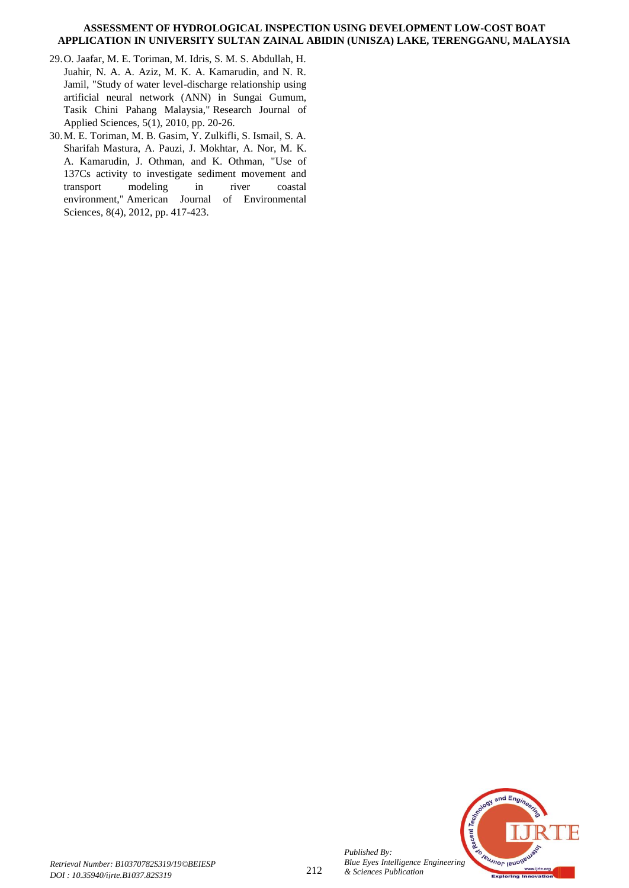29. O. Jaafar, M. E. Toriman, M. Idris, S. M. S. Abdullah, H. Juahir, N. A. A. Aziz, M. K. A. Kamarudin, and N. R. Jamil, "Study of water level-discharge relationship using artificial neural network (ANN) in Sungai Gumum, Tasik Chini Pahang Malaysia," Research Journal of Applied Sciences, 5(1), 2010, pp. 20-26.
30. M. E. Toriman, M. B. Gasim, Y. Zulkifli, S. Ismail, S. A. Sharifah Mastura, A. Pauzi, J. Mokhtar, A. Nor, M. K. A. Kamarudin, J. Othman, and K. Othman, "Use of 137Cs activity to investigate sediment movement and transport modeling in river coastal environment," American Journal of Environmental Sciences, 8(4), 2012, pp. 417-423.